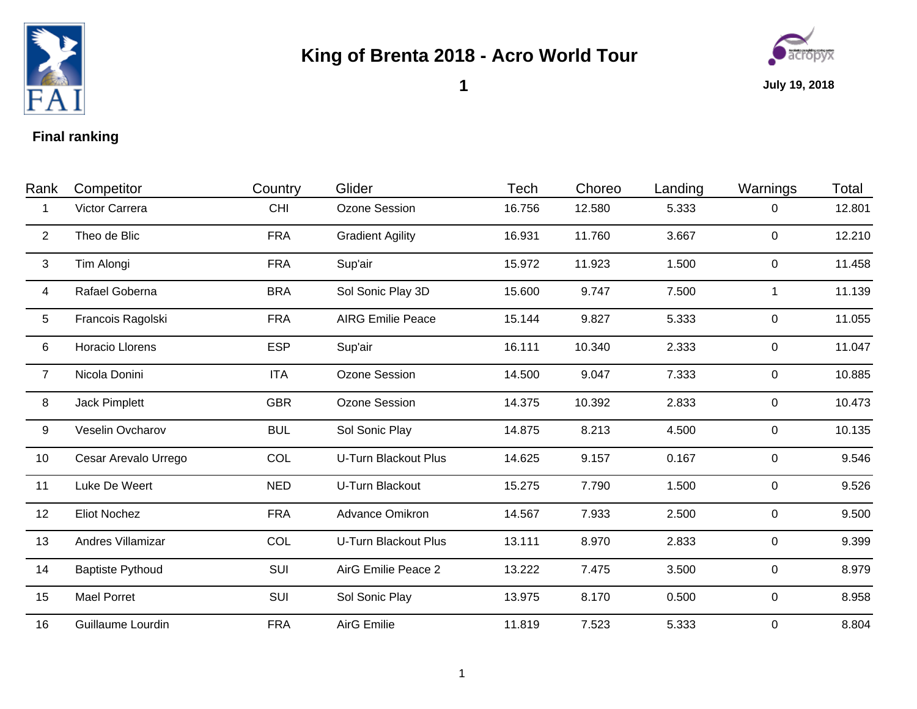# King of Brenta 2018 - Acro World Tour

**1**

**July 19, 2018**

## Final ranking

| Rank | Competitor | Country | Glider | Tech | Choreo | Landing | Warnings | Total |
|---|---|---|---|---|---|---|---|---|
| 1 | Victor Carrera | CHI | Ozone Session | 16.756 | 12.580 | 5.333 | 0 | 12.801 |
| 2 | Theo de Blic | FRA | Gradient Agility | 16.931 | 11.760 | 3.667 | 0 | 12.210 |
| 3 | Tim Alongi | FRA | Sup'air | 15.972 | 11.923 | 1.500 | 0 | 11.458 |
| 4 | Rafael Goberna | BRA | Sol Sonic Play 3D | 15.600 | 9.747 | 7.500 | 1 | 11.139 |
| 5 | Francois Ragolski | FRA | AIRG Emilie Peace | 15.144 | 9.827 | 5.333 | 0 | 11.055 |
| 6 | Horacio Llorens | ESP | Sup'air | 16.111 | 10.340 | 2.333 | 0 | 11.047 |
| 7 | Nicola Donini | ITA | Ozone Session | 14.500 | 9.047 | 7.333 | 0 | 10.885 |
| 8 | Jack Pimplett | GBR | Ozone Session | 14.375 | 10.392 | 2.833 | 0 | 10.473 |
| 9 | Veselin Ovcharov | BUL | Sol Sonic Play | 14.875 | 8.213 | 4.500 | 0 | 10.135 |
| 10 | Cesar Arevalo Urrego | COL | U-Turn Blackout Plus | 14.625 | 9.157 | 0.167 | 0 | 9.546 |
| 11 | Luke De Weert | NED | U-Turn Blackout | 15.275 | 7.790 | 1.500 | 0 | 9.526 |
| 12 | Eliot Nochez | FRA | Advance Omikron | 14.567 | 7.933 | 2.500 | 0 | 9.500 |
| 13 | Andres Villamizar | COL | U-Turn Blackout Plus | 13.111 | 8.970 | 2.833 | 0 | 9.399 |
| 14 | Baptiste Pythoud | SUI | AirG Emilie Peace 2 | 13.222 | 7.475 | 3.500 | 0 | 8.979 |
| 15 | Mael Porret | SUI | Sol Sonic Play | 13.975 | 8.170 | 0.500 | 0 | 8.958 |
| 16 | Guillaume Lourdin | FRA | AirG Emilie | 11.819 | 7.523 | 5.333 | 0 | 8.804 |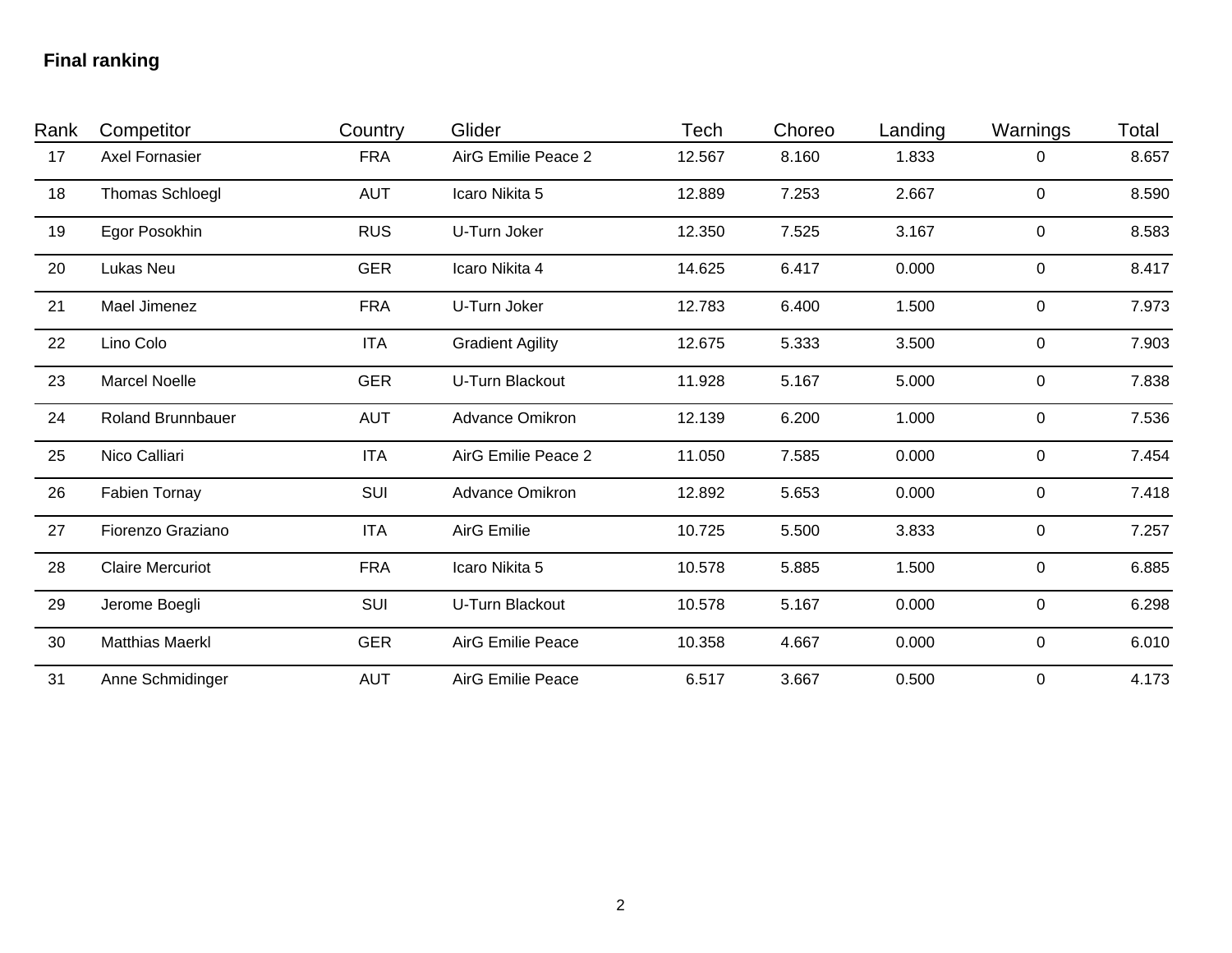**Final ranking**

| Rank | Competitor | Country | Glider | Tech | Choreo | Landing | Warnings | Total |
|---|---|---|---|---|---|---|---|---|
| 17 | Axel Fornasier | FRA | AirG Emilie Peace 2 | 12.567 | 8.160 | 1.833 | 0 | 8.657 |
| 18 | Thomas Schloegl | AUT | Icaro Nikita 5 | 12.889 | 7.253 | 2.667 | 0 | 8.590 |
| 19 | Egor Posokhin | RUS | U-Turn Joker | 12.350 | 7.525 | 3.167 | 0 | 8.583 |
| 20 | Lukas Neu | GER | Icaro Nikita 4 | 14.625 | 6.417 | 0.000 | 0 | 8.417 |
| 21 | Mael Jimenez | FRA | U-Turn Joker | 12.783 | 6.400 | 1.500 | 0 | 7.973 |
| 22 | Lino Colo | ITA | Gradient Agility | 12.675 | 5.333 | 3.500 | 0 | 7.903 |
| 23 | Marcel Noelle | GER | U-Turn Blackout | 11.928 | 5.167 | 5.000 | 0 | 7.838 |
| 24 | Roland Brunnbauer | AUT | Advance Omikron | 12.139 | 6.200 | 1.000 | 0 | 7.536 |
| 25 | Nico Calliari | ITA | AirG Emilie Peace 2 | 11.050 | 7.585 | 0.000 | 0 | 7.454 |
| 26 | Fabien Tornay | SUI | Advance Omikron | 12.892 | 5.653 | 0.000 | 0 | 7.418 |
| 27 | Fiorenzo Graziano | ITA | AirG Emilie | 10.725 | 5.500 | 3.833 | 0 | 7.257 |
| 28 | Claire Mercuriot | FRA | Icaro Nikita 5 | 10.578 | 5.885 | 1.500 | 0 | 6.885 |
| 29 | Jerome Boegli | SUI | U-Turn Blackout | 10.578 | 5.167 | 0.000 | 0 | 6.298 |
| 30 | Matthias Maerkl | GER | AirG Emilie Peace | 10.358 | 4.667 | 0.000 | 0 | 6.010 |
| 31 | Anne Schmidinger | AUT | AirG Emilie Peace | 6.517 | 3.667 | 0.500 | 0 | 4.173 |